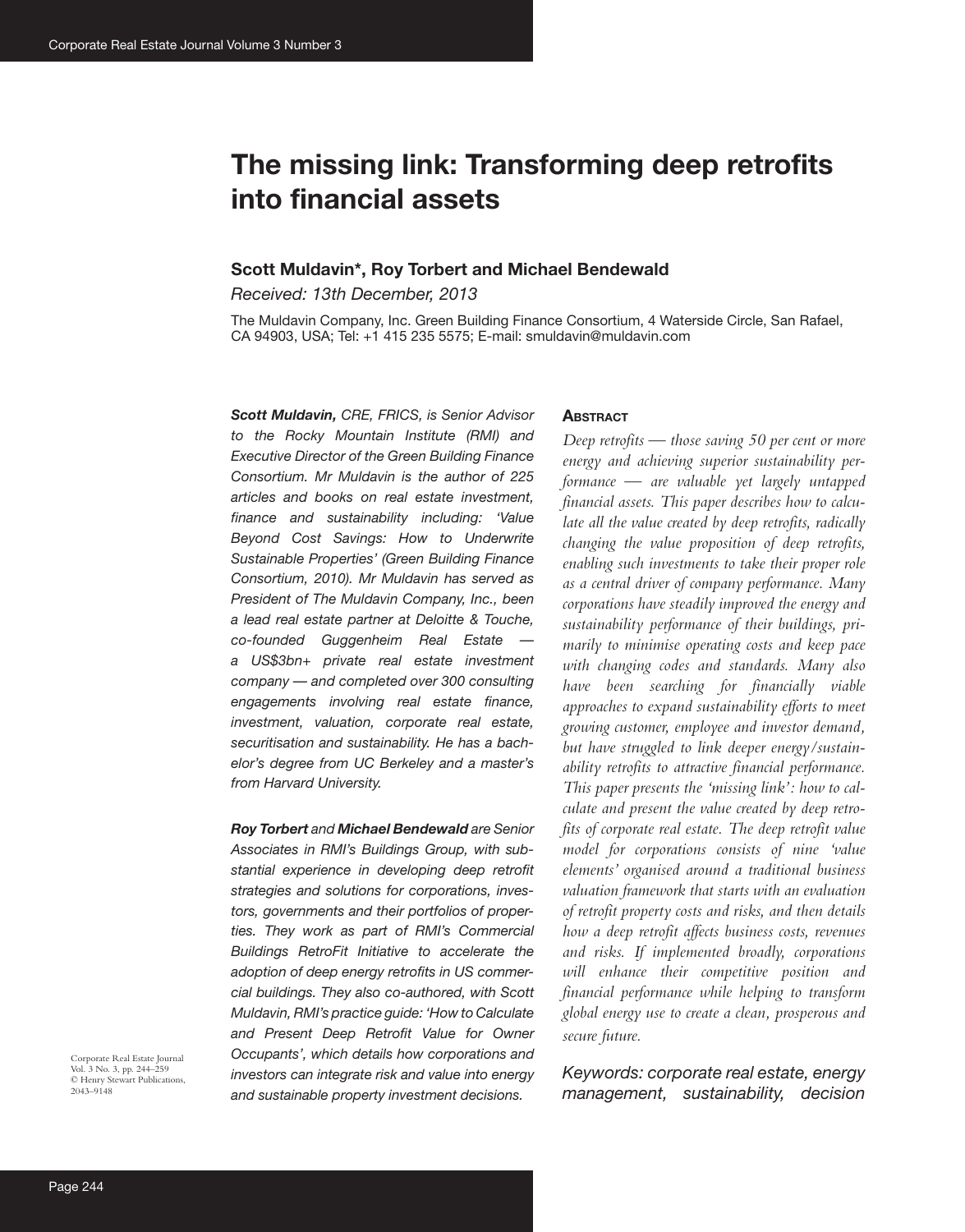# The missing link: Transforming deep retrofits into financial assets

### Scott Muldavin*, Roy Torbert and Michael Bendewald

*Received: 13th December, 2013*

The Muldavin Company, Inc. Green Building Finance Consortium, 4 Waterside Circle, San Rafael, CA 94903, USA; Tel: +1 415 235 5575; E-mail: smuldavin@muldavin.com

***Scott Muldavin,** CRE, FRICS, is Senior Advisor to the Rocky Mountain Institute (RMI) and Executive Director of the Green Building Finance Consortium. Mr Muldavin is the author of 225 articles and books on real estate investment, finance and sustainability including: 'Value Beyond Cost Savings: How to Underwrite Sustainable Properties' (Green Building Finance Consortium, 2010). Mr Muldavin has served as President of The Muldavin Company, Inc., been a lead real estate partner at Deloitte & Touche, co-founded Guggenheim Real Estate — a US$3bn+ private real estate investment company — and completed over 300 consulting engagements involving real estate finance, investment, valuation, corporate real estate, securitisation and sustainability. He has a bachelor's degree from UC Berkeley and a master's from Harvard University.*

***Roy Torbert** and **Michael Bendewald** are Senior Associates in RMI's Buildings Group, with substantial experience in developing deep retrofit strategies and solutions for corporations, investors, governments and their portfolios of properties. They work as part of RMI's Commercial Buildings RetroFit Initiative to accelerate the adoption of deep energy retrofits in US commercial buildings. They also co-authored, with Scott Muldavin, RMI's practice guide: 'How to Calculate and Present Deep Retrofit Value for Owner Occupants', which details how corporations and investors can integrate risk and value into energy and sustainable property investment decisions.*

Corporate Real Estate Journal
Vol. 3 No. 3, pp. 244–259
© Henry Stewart Publications,
2043–9148

## Abstract

*Deep retrofits — those saving 50 per cent or more energy and achieving superior sustainability performance — are valuable yet largely untapped financial assets. This paper describes how to calculate all the value created by deep retrofits, radically changing the value proposition of deep retrofits, enabling such investments to take their proper role as a central driver of company performance. Many corporations have steadily improved the energy and sustainability performance of their buildings, primarily to minimise operating costs and keep pace with changing codes and standards. Many also have been searching for financially viable approaches to expand sustainability efforts to meet growing customer, employee and investor demand, but have struggled to link deeper energy/sustainability retrofits to attractive financial performance. This paper presents the 'missing link': how to calculate and present the value created by deep retrofits of corporate real estate. The deep retrofit value model for corporations consists of nine 'value elements' organised around a traditional business valuation framework that starts with an evaluation of retrofit property costs and risks, and then details how a deep retrofit affects business costs, revenues and risks. If implemented broadly, corporations will enhance their competitive position and financial performance while helping to transform global energy use to create a clean, prosperous and secure future.*

*Keywords: corporate real estate, energy management, sustainability, decision*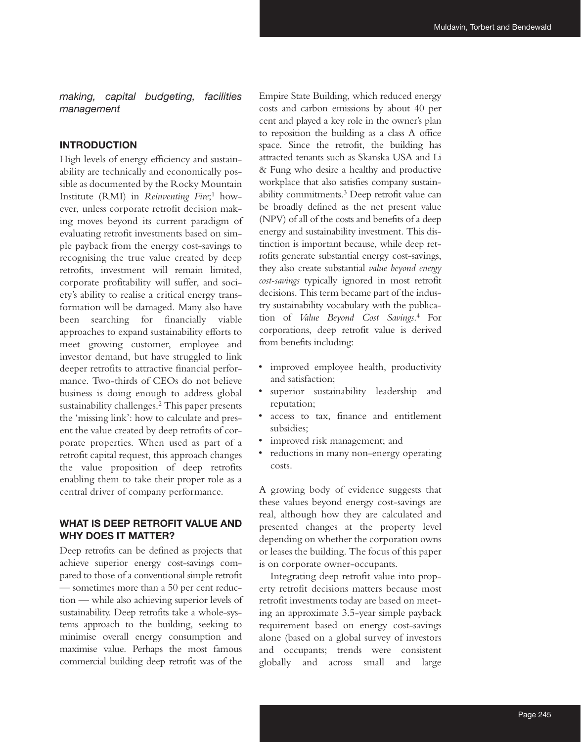*making, capital budgeting, facilities management*

## INTRODUCTION

High levels of energy efficiency and sustainability are technically and economically possible as documented by the Rocky Mountain Institute (RMI) in *Reinventing Fire*;[1] however, unless corporate retrofit decision making moves beyond its current paradigm of evaluating retrofit investments based on simple payback from the energy cost-savings to recognising the true value created by deep retrofits, investment will remain limited, corporate profitability will suffer, and society's ability to realise a critical energy transformation will be damaged. Many also have been searching for financially viable approaches to expand sustainability efforts to meet growing customer, employee and investor demand, but have struggled to link deeper retrofits to attractive financial performance. Two-thirds of CEOs do not believe business is doing enough to address global sustainability challenges.[2] This paper presents the 'missing link': how to calculate and present the value created by deep retrofits of corporate properties. When used as part of a retrofit capital request, this approach changes the value proposition of deep retrofits enabling them to take their proper role as a central driver of company performance.

## WHAT IS DEEP RETROFIT VALUE AND WHY DOES IT MATTER?

Deep retrofits can be defined as projects that achieve superior energy cost-savings compared to those of a conventional simple retrofit — sometimes more than a 50 per cent reduction — while also achieving superior levels of sustainability. Deep retrofits take a whole-systems approach to the building, seeking to minimise overall energy consumption and maximise value. Perhaps the most famous commercial building deep retrofit was of the Empire State Building, which reduced energy costs and carbon emissions by about 40 per cent and played a key role in the owner's plan to reposition the building as a class A office space. Since the retrofit, the building has attracted tenants such as Skanska USA and Li & Fung who desire a healthy and productive workplace that also satisfies company sustainability commitments.[3] Deep retrofit value can be broadly defined as the net present value (NPV) of all of the costs and benefits of a deep energy and sustainability investment. This distinction is important because, while deep retrofits generate substantial energy cost-savings, they also create substantial *value beyond energy cost-savings* typically ignored in most retrofit decisions. This term became part of the industry sustainability vocabulary with the publication of *Value Beyond Cost Savings*.[4] For corporations, deep retrofit value is derived from benefits including:

- improved employee health, productivity and satisfaction;
- superior sustainability leadership and reputation;
- access to tax, finance and entitlement subsidies;
- improved risk management; and
- reductions in many non-energy operating costs.

A growing body of evidence suggests that these values beyond energy cost-savings are real, although how they are calculated and presented changes at the property level depending on whether the corporation owns or leases the building. The focus of this paper is on corporate owner-occupants.

Integrating deep retrofit value into property retrofit decisions matters because most retrofit investments today are based on meeting an approximate 3.5-year simple payback requirement based on energy cost-savings alone (based on a global survey of investors and occupants; trends were consistent globally and across small and large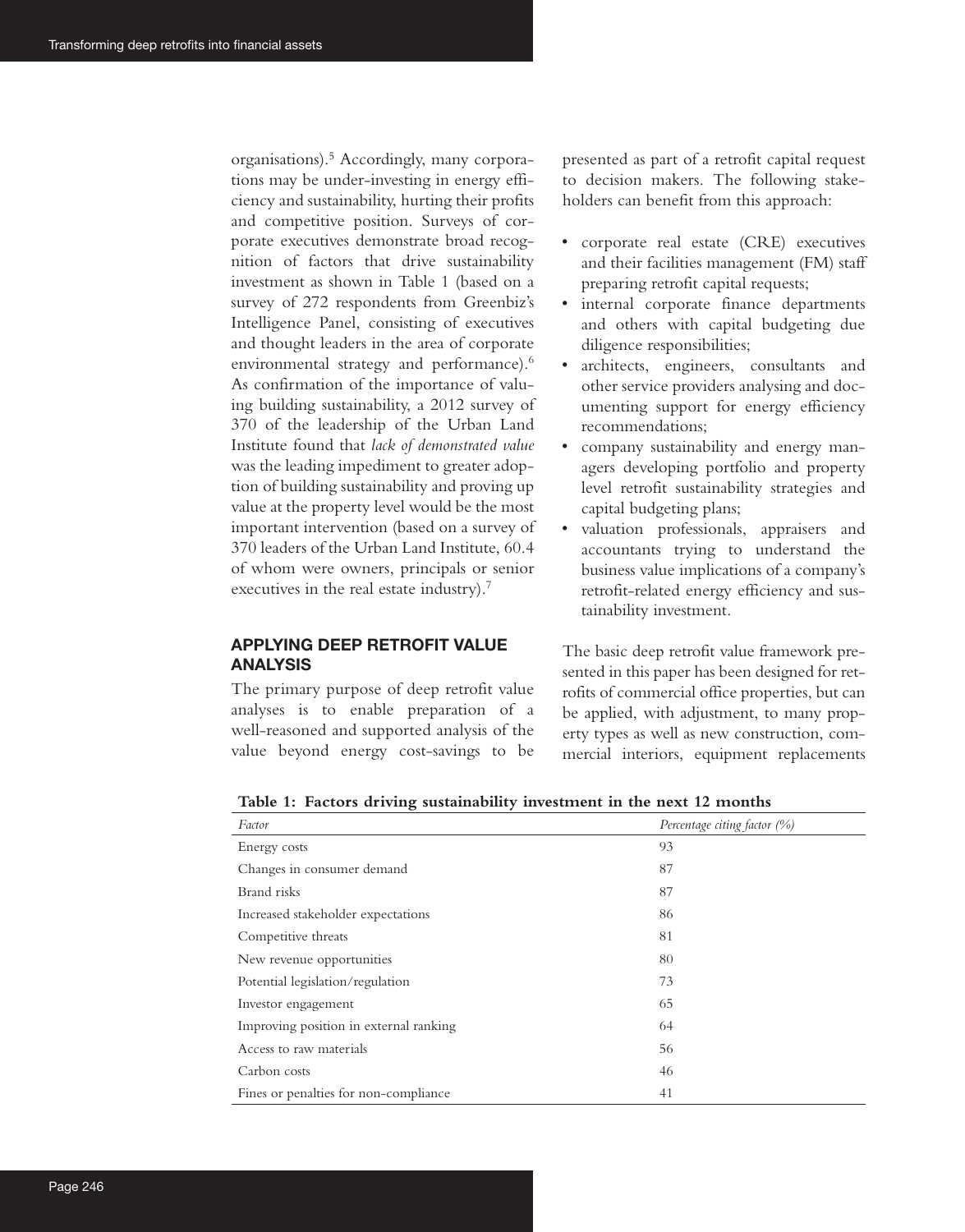organisations).[5] Accordingly, many corporations may be under-investing in energy efficiency and sustainability, hurting their profits and competitive position. Surveys of corporate executives demonstrate broad recognition of factors that drive sustainability investment as shown in Table 1 (based on a survey of 272 respondents from Greenbiz's Intelligence Panel, consisting of executives and thought leaders in the area of corporate environmental strategy and performance).[6] As confirmation of the importance of valuing building sustainability, a 2012 survey of 370 of the leadership of the Urban Land Institute found that *lack of demonstrated value* was the leading impediment to greater adoption of building sustainability and proving up value at the property level would be the most important intervention (based on a survey of 370 leaders of the Urban Land Institute, 60.4 of whom were owners, principals or senior executives in the real estate industry).[7]

## APPLYING DEEP RETROFIT VALUE ANALYSIS

The primary purpose of deep retrofit value analyses is to enable preparation of a well-reasoned and supported analysis of the value beyond energy cost-savings to be presented as part of a retrofit capital request to decision makers. The following stakeholders can benefit from this approach:

- corporate real estate (CRE) executives and their facilities management (FM) staff preparing retrofit capital requests;
- internal corporate finance departments and others with capital budgeting due diligence responsibilities;
- architects, engineers, consultants and other service providers analysing and documenting support for energy efficiency recommendations;
- company sustainability and energy managers developing portfolio and property level retrofit sustainability strategies and capital budgeting plans;
- valuation professionals, appraisers and accountants trying to understand the business value implications of a company's retrofit-related energy efficiency and sustainability investment.

The basic deep retrofit value framework presented in this paper has been designed for retrofits of commercial office properties, but can be applied, with adjustment, to many property types as well as new construction, commercial interiors, equipment replacements

**Table 1: Factors driving sustainability investment in the next 12 months**

| *Factor* | *Percentage citing factor (%)* |
|---|---|
| Energy costs | 93 |
| Changes in consumer demand | 87 |
| Brand risks | 87 |
| Increased stakeholder expectations | 86 |
| Competitive threats | 81 |
| New revenue opportunities | 80 |
| Potential legislation/regulation | 73 |
| Investor engagement | 65 |
| Improving position in external ranking | 64 |
| Access to raw materials | 56 |
| Carbon costs | 46 |
| Fines or penalties for non-compliance | 41 |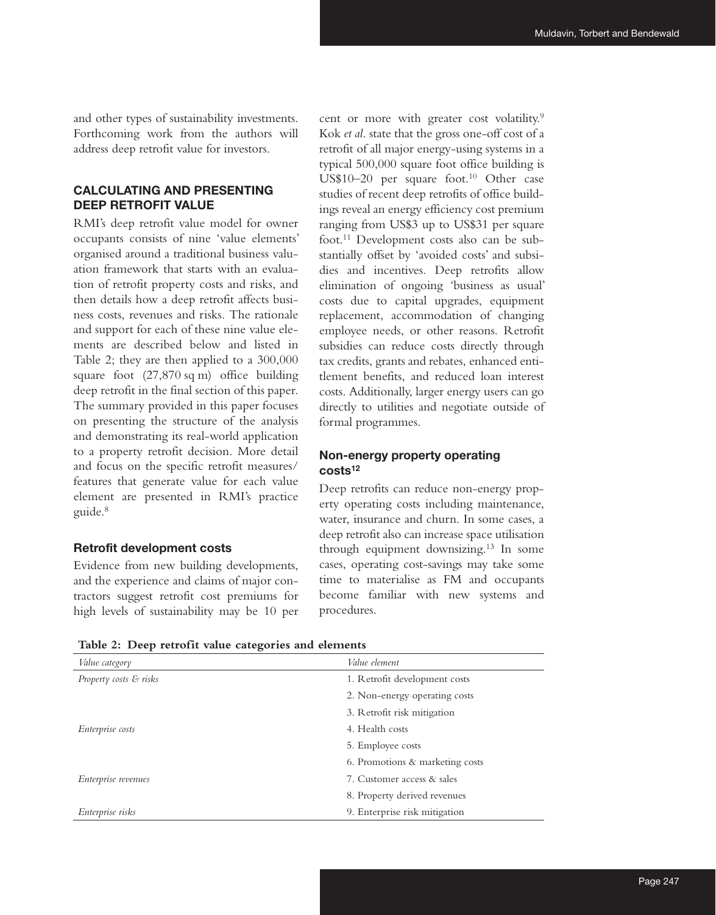and other types of sustainability investments. Forthcoming work from the authors will address deep retrofit value for investors.

## CALCULATING AND PRESENTING DEEP RETROFIT VALUE

RMI's deep retrofit value model for owner occupants consists of nine 'value elements' organised around a traditional business valuation framework that starts with an evaluation of retrofit property costs and risks, and then details how a deep retrofit affects business costs, revenues and risks. The rationale and support for each of these nine value elements are described below and listed in Table 2; they are then applied to a 300,000 square foot (27,870 sq m) office building deep retrofit in the final section of this paper. The summary provided in this paper focuses on presenting the structure of the analysis and demonstrating its real-world application to a property retrofit decision. More detail and focus on the specific retrofit measures/features that generate value for each value element are presented in RMI's practice guide.[8]

### Retrofit development costs

Evidence from new building developments, and the experience and claims of major contractors suggest retrofit cost premiums for high levels of sustainability may be 10 per cent or more with greater cost volatility.[9] Kok *et al.* state that the gross one-off cost of a retrofit of all major energy-using systems in a typical 500,000 square foot office building is US$10–20 per square foot.[10] Other case studies of recent deep retrofits of office buildings reveal an energy efficiency cost premium ranging from US$3 up to US$31 per square foot.[11] Development costs also can be substantially offset by 'avoided costs' and subsidies and incentives. Deep retrofits allow elimination of ongoing 'business as usual' costs due to capital upgrades, equipment replacement, accommodation of changing employee needs, or other reasons. Retrofit subsidies can reduce costs directly through tax credits, grants and rebates, enhanced entitlement benefits, and reduced loan interest costs. Additionally, larger energy users can go directly to utilities and negotiate outside of formal programmes.

### Non-energy property operating costs[12]

Deep retrofits can reduce non-energy property operating costs including maintenance, water, insurance and churn. In some cases, a deep retrofit also can increase space utilisation through equipment downsizing.[13] In some cases, operating cost-savings may take some time to materialise as FM and occupants become familiar with new systems and procedures.

**Table 2: Deep retrofit value categories and elements**

| *Value category* | *Value element* |
|---|---|
| *Property costs & risks* | 1. Retrofit development costs |
| | 2. Non-energy operating costs |
| | 3. Retrofit risk mitigation |
| *Enterprise costs* | 4. Health costs |
| | 5. Employee costs |
| | 6. Promotions & marketing costs |
| *Enterprise revenues* | 7. Customer access & sales |
| | 8. Property derived revenues |
| *Enterprise risks* | 9. Enterprise risk mitigation |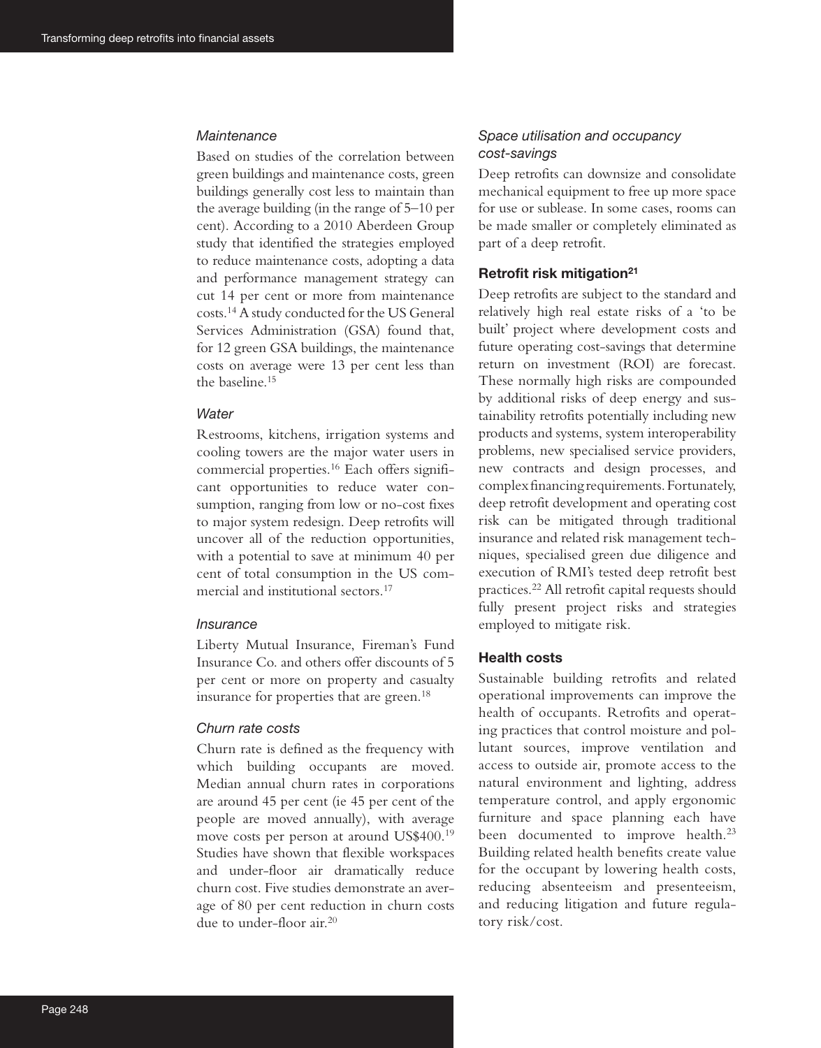#### *Maintenance*

Based on studies of the correlation between green buildings and maintenance costs, green buildings generally cost less to maintain than the average building (in the range of 5–10 per cent). According to a 2010 Aberdeen Group study that identified the strategies employed to reduce maintenance costs, adopting a data and performance management strategy can cut 14 per cent or more from maintenance costs.[14] A study conducted for the US General Services Administration (GSA) found that, for 12 green GSA buildings, the maintenance costs on average were 13 per cent less than the baseline.[15]

#### *Water*

Restrooms, kitchens, irrigation systems and cooling towers are the major water users in commercial properties.[16] Each offers significant opportunities to reduce water consumption, ranging from low or no-cost fixes to major system redesign. Deep retrofits will uncover all of the reduction opportunities, with a potential to save at minimum 40 per cent of total consumption in the US commercial and institutional sectors.[17]

#### *Insurance*

Liberty Mutual Insurance, Fireman's Fund Insurance Co. and others offer discounts of 5 per cent or more on property and casualty insurance for properties that are green.[18]

#### *Churn rate costs*

Churn rate is defined as the frequency with which building occupants are moved. Median annual churn rates in corporations are around 45 per cent (ie 45 per cent of the people are moved annually), with average move costs per person at around US$400.[19] Studies have shown that flexible workspaces and under-floor air dramatically reduce churn cost. Five studies demonstrate an average of 80 per cent reduction in churn costs due to under-floor air.[20]

#### *Space utilisation and occupancy cost-savings*

Deep retrofits can downsize and consolidate mechanical equipment to free up more space for use or sublease. In some cases, rooms can be made smaller or completely eliminated as part of a deep retrofit.

### Retrofit risk mitigation[21]

Deep retrofits are subject to the standard and relatively high real estate risks of a 'to be built' project where development costs and future operating cost-savings that determine return on investment (ROI) are forecast. These normally high risks are compounded by additional risks of deep energy and sustainability retrofits potentially including new products and systems, system interoperability problems, new specialised service providers, new contracts and design processes, and complex financing requirements. Fortunately, deep retrofit development and operating cost risk can be mitigated through traditional insurance and related risk management techniques, specialised green due diligence and execution of RMI's tested deep retrofit best practices.[22] All retrofit capital requests should fully present project risks and strategies employed to mitigate risk.

### Health costs

Sustainable building retrofits and related operational improvements can improve the health of occupants. Retrofits and operating practices that control moisture and pollutant sources, improve ventilation and access to outside air, promote access to the natural environment and lighting, address temperature control, and apply ergonomic furniture and space planning each have been documented to improve health.[23] Building related health benefits create value for the occupant by lowering health costs, reducing absenteeism and presenteeism, and reducing litigation and future regulatory risk/cost.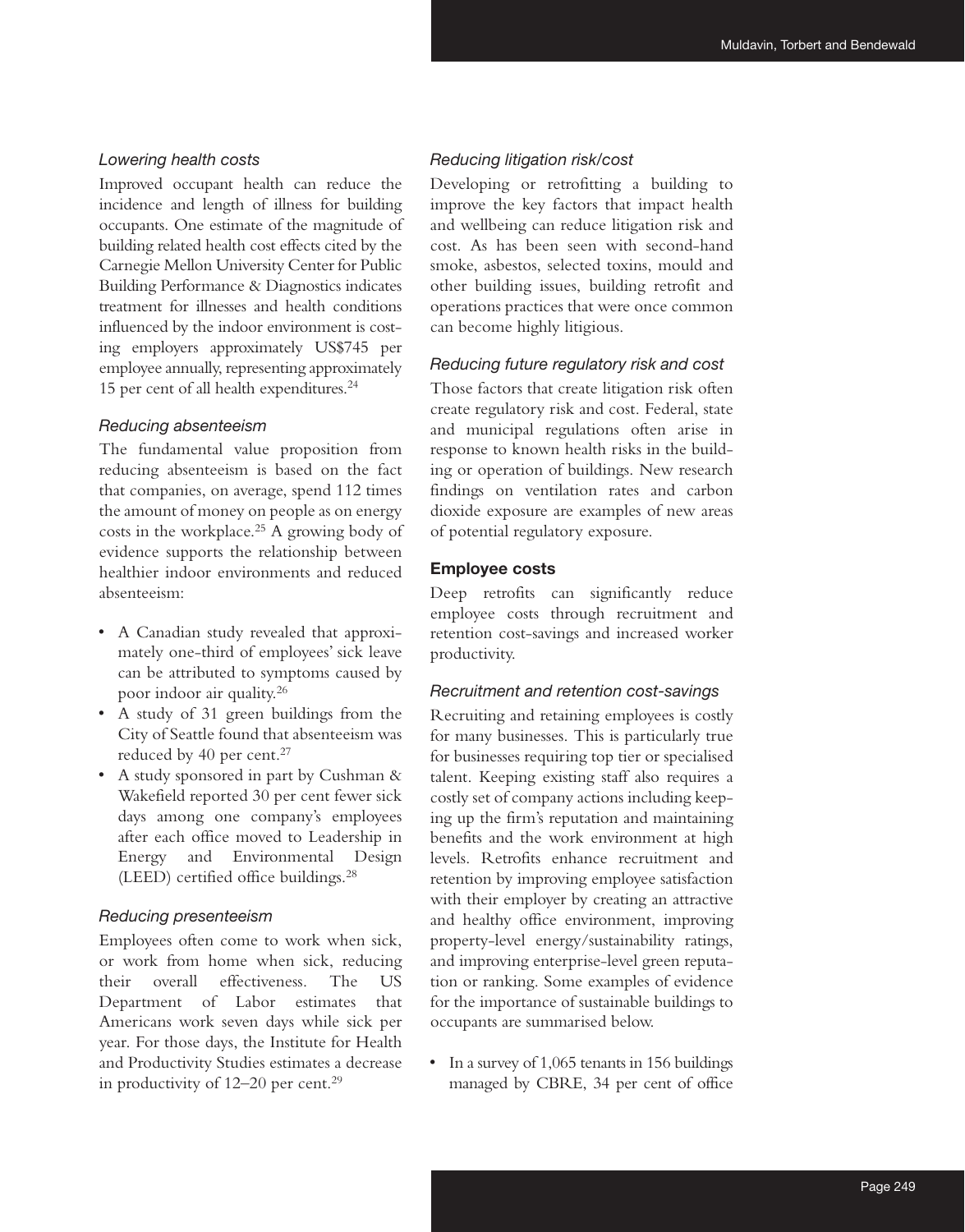### *Lowering health costs*

Improved occupant health can reduce the incidence and length of illness for building occupants. One estimate of the magnitude of building related health cost effects cited by the Carnegie Mellon University Center for Public Building Performance & Diagnostics indicates treatment for illnesses and health conditions influenced by the indoor environment is costing employers approximately US$745 per employee annually, representing approximately 15 per cent of all health expenditures.[24]

### *Reducing absenteeism*

The fundamental value proposition from reducing absenteeism is based on the fact that companies, on average, spend 112 times the amount of money on people as on energy costs in the workplace.[25] A growing body of evidence supports the relationship between healthier indoor environments and reduced absenteeism:

- A Canadian study revealed that approximately one-third of employees' sick leave can be attributed to symptoms caused by poor indoor air quality.[26]
- A study of 31 green buildings from the City of Seattle found that absenteeism was reduced by 40 per cent.[27]
- A study sponsored in part by Cushman & Wakefield reported 30 per cent fewer sick days among one company's employees after each office moved to Leadership in Energy and Environmental Design (LEED) certified office buildings.[28]

### *Reducing presenteeism*

Employees often come to work when sick, or work from home when sick, reducing their overall effectiveness. The US Department of Labor estimates that Americans work seven days while sick per year. For those days, the Institute for Health and Productivity Studies estimates a decrease in productivity of 12–20 per cent.[29]

### *Reducing litigation risk/cost*

Developing or retrofitting a building to improve the key factors that impact health and wellbeing can reduce litigation risk and cost. As has been seen with second-hand smoke, asbestos, selected toxins, mould and other building issues, building retrofit and operations practices that were once common can become highly litigious.

### *Reducing future regulatory risk and cost*

Those factors that create litigation risk often create regulatory risk and cost. Federal, state and municipal regulations often arise in response to known health risks in the building or operation of buildings. New research findings on ventilation rates and carbon dioxide exposure are examples of new areas of potential regulatory exposure.

## Employee costs

Deep retrofits can significantly reduce employee costs through recruitment and retention cost-savings and increased worker productivity.

### *Recruitment and retention cost-savings*

Recruiting and retaining employees is costly for many businesses. This is particularly true for businesses requiring top tier or specialised talent. Keeping existing staff also requires a costly set of company actions including keeping up the firm's reputation and maintaining benefits and the work environment at high levels. Retrofits enhance recruitment and retention by improving employee satisfaction with their employer by creating an attractive and healthy office environment, improving property-level energy/sustainability ratings, and improving enterprise-level green reputation or ranking. Some examples of evidence for the importance of sustainable buildings to occupants are summarised below.

- In a survey of 1,065 tenants in 156 buildings managed by CBRE, 34 per cent of office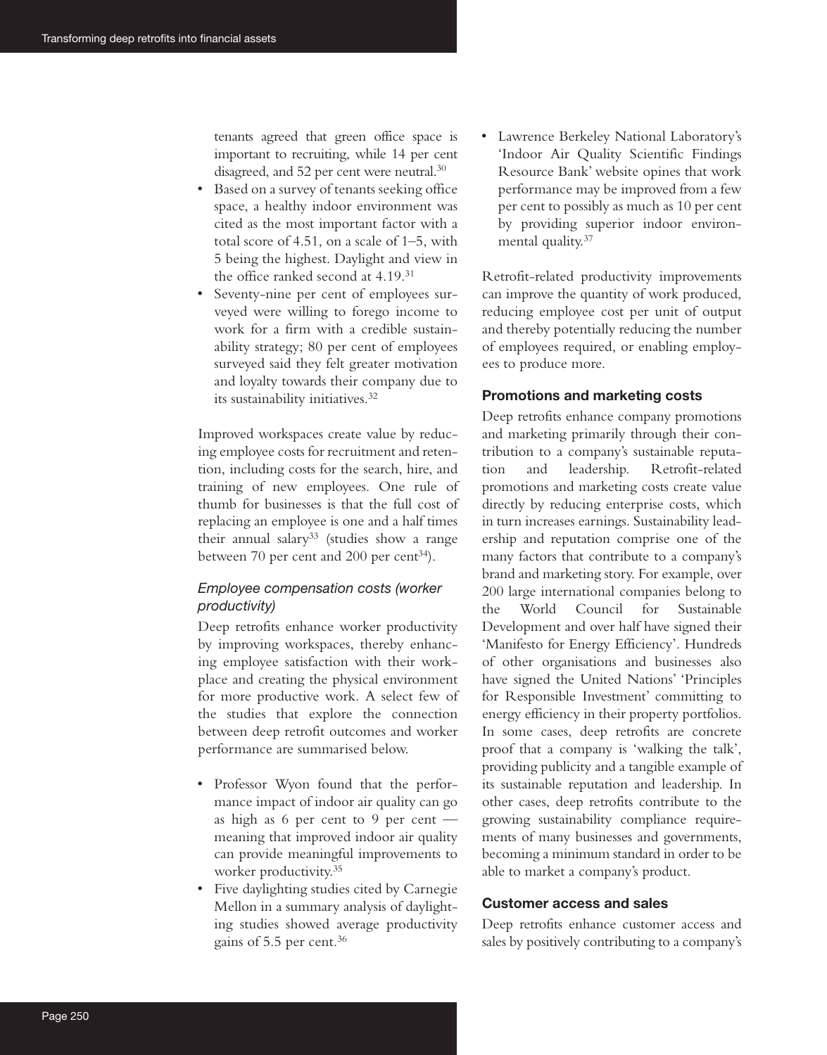tenants agreed that green office space is important to recruiting, while 14 per cent disagreed, and 52 per cent were neutral.[30]

- Based on a survey of tenants seeking office space, a healthy indoor environment was cited as the most important factor with a total score of 4.51, on a scale of 1–5, with 5 being the highest. Daylight and view in the office ranked second at 4.19.[31]
- Seventy-nine per cent of employees surveyed were willing to forego income to work for a firm with a credible sustainability strategy; 80 per cent of employees surveyed said they felt greater motivation and loyalty towards their company due to its sustainability initiatives.[32]

Improved workspaces create value by reducing employee costs for recruitment and retention, including costs for the search, hire, and training of new employees. One rule of thumb for businesses is that the full cost of replacing an employee is one and a half times their annual salary[33] (studies show a range between 70 per cent and 200 per cent[34]).

### *Employee compensation costs (worker productivity)*

Deep retrofits enhance worker productivity by improving workspaces, thereby enhancing employee satisfaction with their workplace and creating the physical environment for more productive work. A select few of the studies that explore the connection between deep retrofit outcomes and worker performance are summarised below.

- Professor Wyon found that the performance impact of indoor air quality can go as high as 6 per cent to 9 per cent — meaning that improved indoor air quality can provide meaningful improvements to worker productivity.[35]
- Five daylighting studies cited by Carnegie Mellon in a summary analysis of daylighting studies showed average productivity gains of 5.5 per cent.[36]
- Lawrence Berkeley National Laboratory's 'Indoor Air Quality Scientific Findings Resource Bank' website opines that work performance may be improved from a few per cent to possibly as much as 10 per cent by providing superior indoor environmental quality.[37]

Retrofit-related productivity improvements can improve the quantity of work produced, reducing employee cost per unit of output and thereby potentially reducing the number of employees required, or enabling employees to produce more.

### Promotions and marketing costs

Deep retrofits enhance company promotions and marketing primarily through their contribution to a company's sustainable reputation and leadership. Retrofit-related promotions and marketing costs create value directly by reducing enterprise costs, which in turn increases earnings. Sustainability leadership and reputation comprise one of the many factors that contribute to a company's brand and marketing story. For example, over 200 large international companies belong to the World Council for Sustainable Development and over half have signed their 'Manifesto for Energy Efficiency'. Hundreds of other organisations and businesses also have signed the United Nations' 'Principles for Responsible Investment' committing to energy efficiency in their property portfolios. In some cases, deep retrofits are concrete proof that a company is 'walking the talk', providing publicity and a tangible example of its sustainable reputation and leadership. In other cases, deep retrofits contribute to the growing sustainability compliance requirements of many businesses and governments, becoming a minimum standard in order to be able to market a company's product.

### Customer access and sales

Deep retrofits enhance customer access and sales by positively contributing to a company's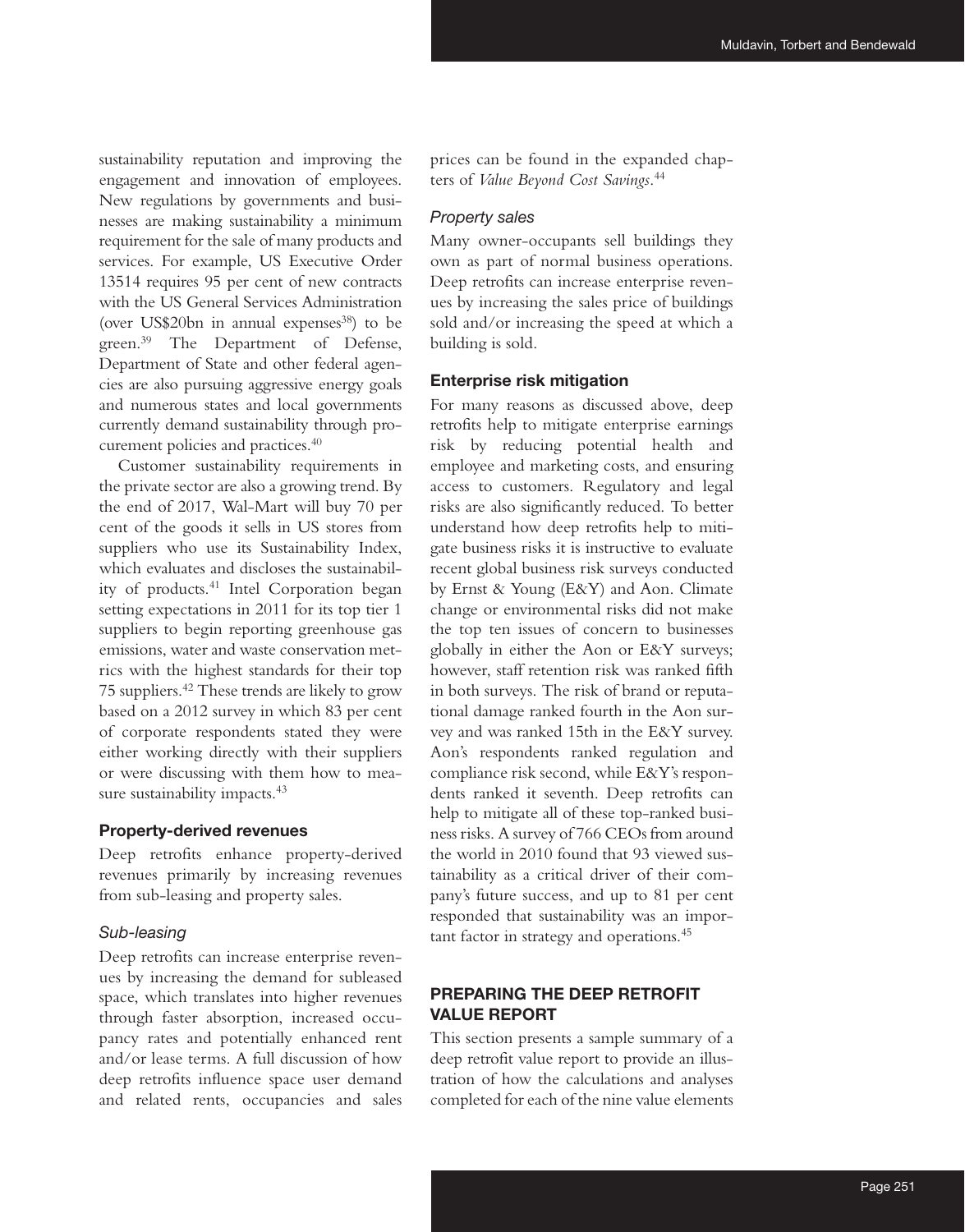sustainability reputation and improving the engagement and innovation of employees. New regulations by governments and businesses are making sustainability a minimum requirement for the sale of many products and services. For example, US Executive Order 13514 requires 95 per cent of new contracts with the US General Services Administration (over US$20bn in annual expenses[38]) to be green.[39] The Department of Defense, Department of State and other federal agencies are also pursuing aggressive energy goals and numerous states and local governments currently demand sustainability through procurement policies and practices.[40]

Customer sustainability requirements in the private sector are also a growing trend. By the end of 2017, Wal-Mart will buy 70 per cent of the goods it sells in US stores from suppliers who use its Sustainability Index, which evaluates and discloses the sustainability of products.[41] Intel Corporation began setting expectations in 2011 for its top tier 1 suppliers to begin reporting greenhouse gas emissions, water and waste conservation metrics with the highest standards for their top 75 suppliers.[42] These trends are likely to grow based on a 2012 survey in which 83 per cent of corporate respondents stated they were either working directly with their suppliers or were discussing with them how to measure sustainability impacts.[43]

### Property-derived revenues

Deep retrofits enhance property-derived revenues primarily by increasing revenues from sub-leasing and property sales.

#### *Sub-leasing*

Deep retrofits can increase enterprise revenues by increasing the demand for subleased space, which translates into higher revenues through faster absorption, increased occupancy rates and potentially enhanced rent and/or lease terms. A full discussion of how deep retrofits influence space user demand and related rents, occupancies and sales prices can be found in the expanded chapters of *Value Beyond Cost Savings*.[44]

#### *Property sales*

Many owner-occupants sell buildings they own as part of normal business operations. Deep retrofits can increase enterprise revenues by increasing the sales price of buildings sold and/or increasing the speed at which a building is sold.

### Enterprise risk mitigation

For many reasons as discussed above, deep retrofits help to mitigate enterprise earnings risk by reducing potential health and employee and marketing costs, and ensuring access to customers. Regulatory and legal risks are also significantly reduced. To better understand how deep retrofits help to mitigate business risks it is instructive to evaluate recent global business risk surveys conducted by Ernst & Young (E&Y) and Aon. Climate change or environmental risks did not make the top ten issues of concern to businesses globally in either the Aon or E&Y surveys; however, staff retention risk was ranked fifth in both surveys. The risk of brand or reputational damage ranked fourth in the Aon survey and was ranked 15th in the E&Y survey. Aon's respondents ranked regulation and compliance risk second, while E&Y's respondents ranked it seventh. Deep retrofits can help to mitigate all of these top-ranked business risks. A survey of 766 CEOs from around the world in 2010 found that 93 viewed sustainability as a critical driver of their company's future success, and up to 81 per cent responded that sustainability was an important factor in strategy and operations.[45]

## PREPARING THE DEEP RETROFIT VALUE REPORT

This section presents a sample summary of a deep retrofit value report to provide an illustration of how the calculations and analyses completed for each of the nine value elements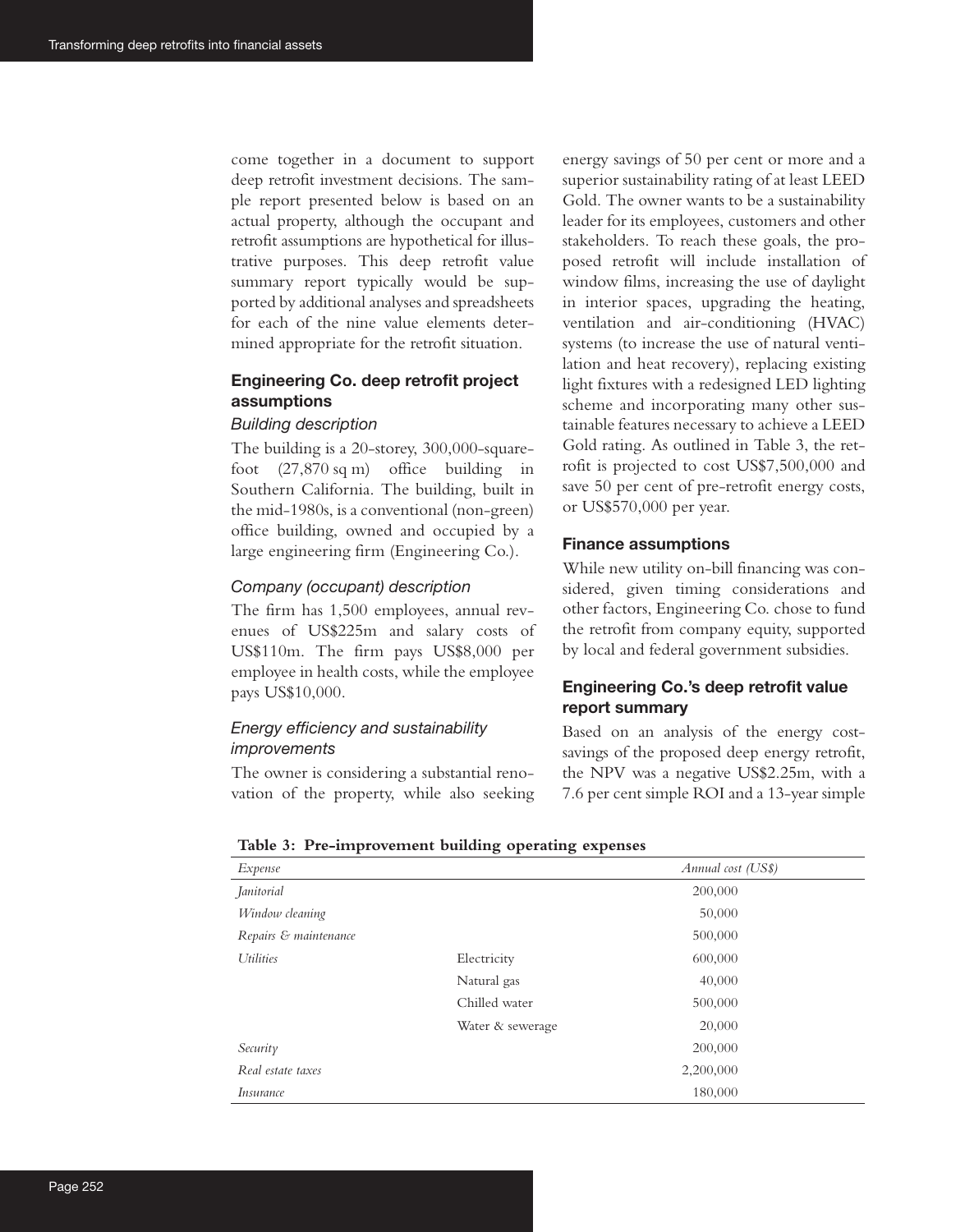come together in a document to support deep retrofit investment decisions. The sample report presented below is based on an actual property, although the occupant and retrofit assumptions are hypothetical for illustrative purposes. This deep retrofit value summary report typically would be supported by additional analyses and spreadsheets for each of the nine value elements determined appropriate for the retrofit situation.

### Engineering Co. deep retrofit project assumptions

#### *Building description*

The building is a 20-storey, 300,000-square-foot (27,870 sq m) office building in Southern California. The building, built in the mid-1980s, is a conventional (non-green) office building, owned and occupied by a large engineering firm (Engineering Co.).

#### *Company (occupant) description*

The firm has 1,500 employees, annual revenues of US$225m and salary costs of US$110m. The firm pays US$8,000 per employee in health costs, while the employee pays US$10,000.

#### *Energy efficiency and sustainability improvements*

The owner is considering a substantial renovation of the property, while also seeking energy savings of 50 per cent or more and a superior sustainability rating of at least LEED Gold. The owner wants to be a sustainability leader for its employees, customers and other stakeholders. To reach these goals, the proposed retrofit will include installation of window films, increasing the use of daylight in interior spaces, upgrading the heating, ventilation and air-conditioning (HVAC) systems (to increase the use of natural ventilation and heat recovery), replacing existing light fixtures with a redesigned LED lighting scheme and incorporating many other sustainable features necessary to achieve a LEED Gold rating. As outlined in Table 3, the retrofit is projected to cost US$7,500,000 and save 50 per cent of pre-retrofit energy costs, or US$570,000 per year.

### Finance assumptions

While new utility on-bill financing was considered, given timing considerations and other factors, Engineering Co. chose to fund the retrofit from company equity, supported by local and federal government subsidies.

### Engineering Co.'s deep retrofit value report summary

Based on an analysis of the energy cost-savings of the proposed deep energy retrofit, the NPV was a negative US$2.25m, with a 7.6 per cent simple ROI and a 13-year simple

**Table 3: Pre-improvement building operating expenses**

| *Expense* | | *Annual cost (US$)* |
|---|---|---|
| *Janitorial* | | 200,000 |
| *Window cleaning* | | 50,000 |
| *Repairs & maintenance* | | 500,000 |
| *Utilities* | Electricity | 600,000 |
| | Natural gas | 40,000 |
| | Chilled water | 500,000 |
| | Water & sewerage | 20,000 |
| *Security* | | 200,000 |
| *Real estate taxes* | | 2,200,000 |
| *Insurance* | | 180,000 |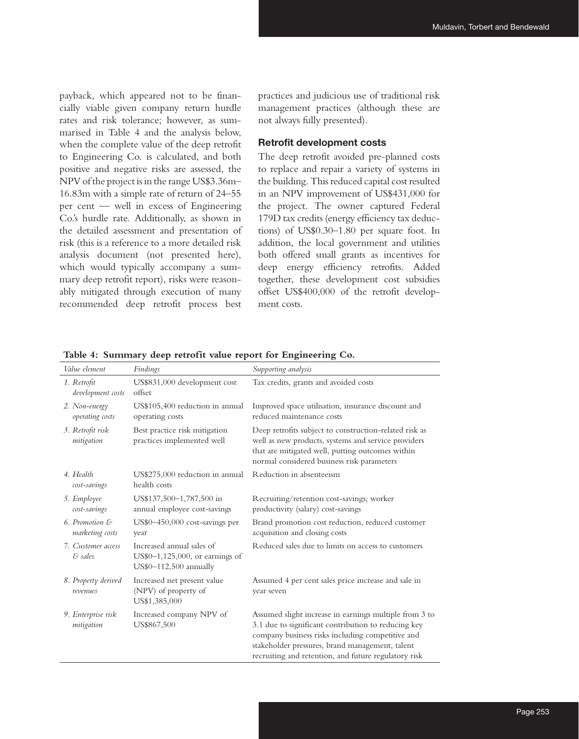payback, which appeared not to be financially viable given company return hurdle rates and risk tolerance; however, as summarised in Table 4 and the analysis below, when the complete value of the deep retrofit to Engineering Co. is calculated, and both positive and negative risks are assessed, the NPV of the project is in the range US$3.36m–16.83m with a simple rate of return of 24–55 per cent — well in excess of Engineering Co.'s hurdle rate. Additionally, as shown in the detailed assessment and presentation of risk (this is a reference to a more detailed risk analysis document (not presented here), which would typically accompany a summary deep retrofit report), risks were reasonably mitigated through execution of many recommended deep retrofit process best practices and judicious use of traditional risk management practices (although these are not always fully presented).

### Retrofit development costs

The deep retrofit avoided pre-planned costs to replace and repair a variety of systems in the building. This reduced capital cost resulted in an NPV improvement of US$431,000 for the project. The owner captured Federal 179D tax credits (energy efficiency tax deductions) of US$0.30–1.80 per square foot. In addition, the local government and utilities both offered small grants as incentives for deep energy efficiency retrofits. Added together, these development cost subsidies offset US$400,000 of the retrofit development costs.

**Table 4: Summary deep retrofit value report for Engineering Co.**

| *Value element* | *Findings* | *Supporting analysis* |
|---|---|---|
| *1. Retrofit development costs* | US$831,000 development cost offset | Tax credits, grants and avoided costs |
| *2. Non-energy operating costs* | US$105,400 reduction in annual operating costs | Improved space utilisation, insurance discount and reduced maintenance costs |
| *3. Retrofit risk mitigation* | Best practice risk mitigation practices implemented well | Deep retrofits subject to construction-related risk as well as new products, systems and service providers that are mitigated well, putting outcomes within normal considered business risk parameters |
| *4. Health cost-savings* | US$275,000 reduction in annual health costs | Reduction in absenteeism |
| *5. Employee cost-savings* | US$137,500–1,787,500 in annual employee cost-savings | Recruiting/retention cost-savings; worker productivity (salary) cost-savings |
| *6. Promotion & marketing costs* | US$0–450,000 cost-savings per year | Brand promotion cost reduction, reduced customer acquisition and closing costs |
| *7. Customer access & sales* | Increased annual sales of US$0–1,125,000, or earnings of US$0–112,500 annually | Reduced sales due to limits on access to customers |
| *8. Property derived revenues* | Increased net present value (NPV) of property of US$1,385,000 | Assumed 4 per cent sales price increase and sale in year seven |
| *9. Enterprise risk mitigation* | Increased company NPV of US$867,500 | Assumed slight increase in earnings multiple from 3 to 3.1 due to significant contribution to reducing key company business risks including competitive and stakeholder pressures, brand management, talent recruiting and retention, and future regulatory risk |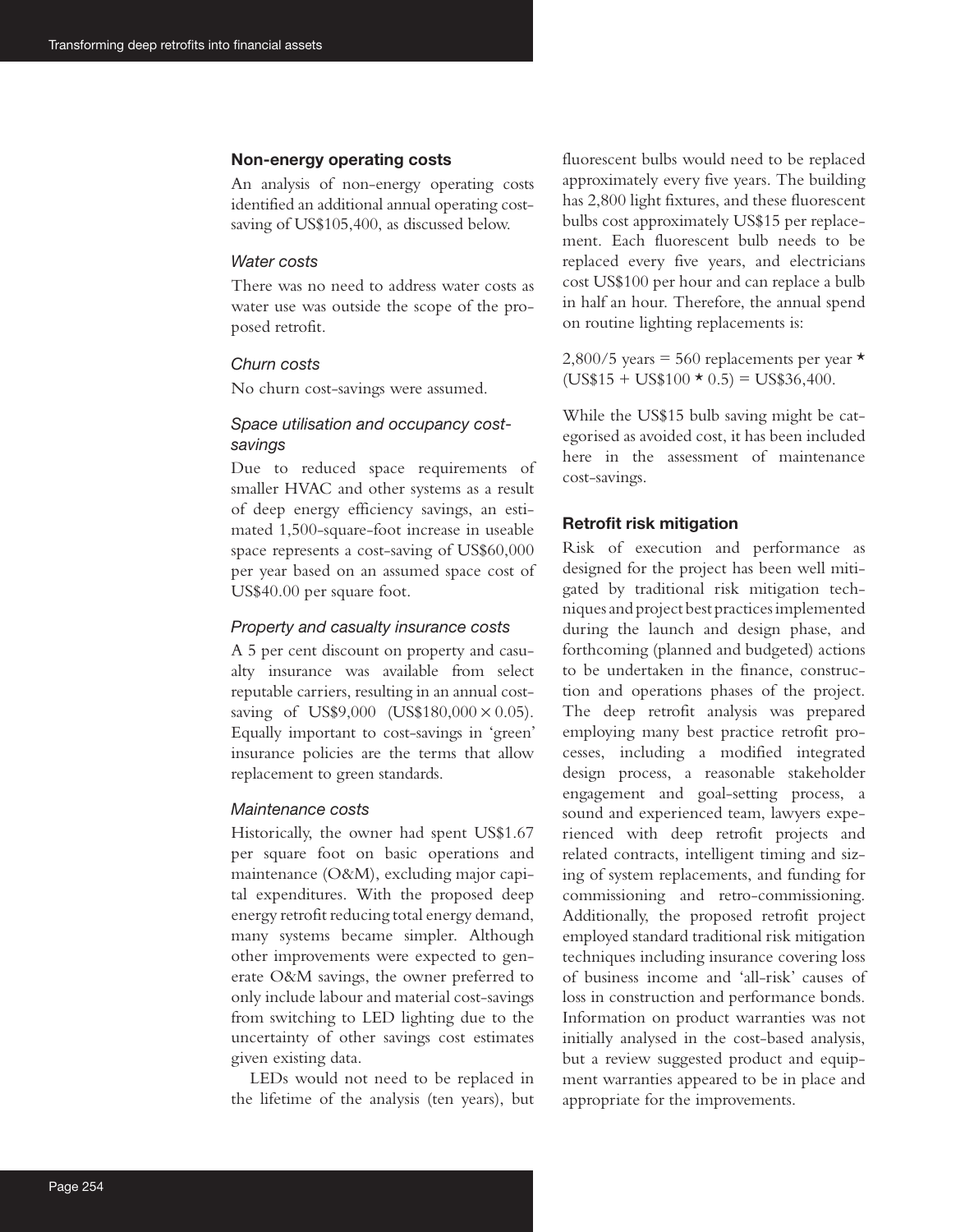### Non-energy operating costs

An analysis of non-energy operating costs identified an additional annual operating cost-saving of US$105,400, as discussed below.

#### *Water costs*

There was no need to address water costs as water use was outside the scope of the proposed retrofit.

#### *Churn costs*

No churn cost-savings were assumed.

#### *Space utilisation and occupancy cost-savings*

Due to reduced space requirements of smaller HVAC and other systems as a result of deep energy efficiency savings, an estimated 1,500-square-foot increase in useable space represents a cost-saving of US$60,000 per year based on an assumed space cost of US$40.00 per square foot.

#### *Property and casualty insurance costs*

A 5 per cent discount on property and casualty insurance was available from select reputable carriers, resulting in an annual cost-saving of US$9,000 (US$180,000 × 0.05). Equally important to cost-savings in 'green' insurance policies are the terms that allow replacement to green standards.

#### *Maintenance costs*

Historically, the owner had spent US$1.67 per square foot on basic operations and maintenance (O&M), excluding major capital expenditures. With the proposed deep energy retrofit reducing total energy demand, many systems became simpler. Although other improvements were expected to generate O&M savings, the owner preferred to only include labour and material cost-savings from switching to LED lighting due to the uncertainty of other savings cost estimates given existing data.

LEDs would not need to be replaced in the lifetime of the analysis (ten years), but fluorescent bulbs would need to be replaced approximately every five years. The building has 2,800 light fixtures, and these fluorescent bulbs cost approximately US$15 per replacement. Each fluorescent bulb needs to be replaced every five years, and electricians cost US$100 per hour and can replace a bulb in half an hour. Therefore, the annual spend on routine lighting replacements is:

2,800/5 years = 560 replacements per year * (US$15 + US$100 * 0.5) = US$36,400.

While the US$15 bulb saving might be categorised as avoided cost, it has been included here in the assessment of maintenance cost-savings.

### Retrofit risk mitigation

Risk of execution and performance as designed for the project has been well mitigated by traditional risk mitigation techniques and project best practices implemented during the launch and design phase, and forthcoming (planned and budgeted) actions to be undertaken in the finance, construction and operations phases of the project. The deep retrofit analysis was prepared employing many best practice retrofit processes, including a modified integrated design process, a reasonable stakeholder engagement and goal-setting process, a sound and experienced team, lawyers experienced with deep retrofit projects and related contracts, intelligent timing and sizing of system replacements, and funding for commissioning and retro-commissioning. Additionally, the proposed retrofit project employed standard traditional risk mitigation techniques including insurance covering loss of business income and 'all-risk' causes of loss in construction and performance bonds. Information on product warranties was not initially analysed in the cost-based analysis, but a review suggested product and equipment warranties appeared to be in place and appropriate for the improvements.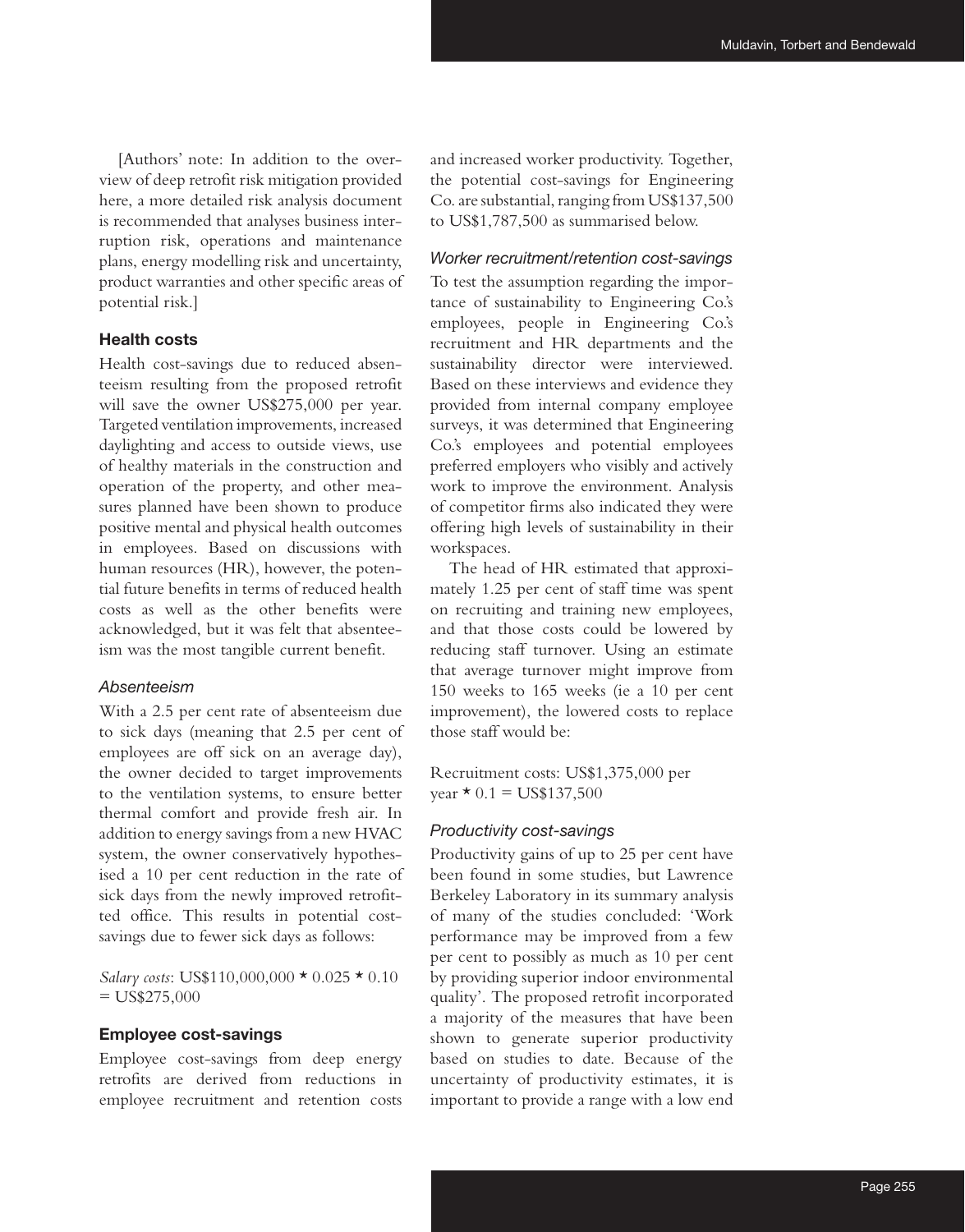[Authors' note: In addition to the overview of deep retrofit risk mitigation provided here, a more detailed risk analysis document is recommended that analyses business interruption risk, operations and maintenance plans, energy modelling risk and uncertainty, product warranties and other specific areas of potential risk.]

### Health costs

Health cost-savings due to reduced absenteeism resulting from the proposed retrofit will save the owner US$275,000 per year. Targeted ventilation improvements, increased daylighting and access to outside views, use of healthy materials in the construction and operation of the property, and other measures planned have been shown to produce positive mental and physical health outcomes in employees. Based on discussions with human resources (HR), however, the potential future benefits in terms of reduced health costs as well as the other benefits were acknowledged, but it was felt that absenteeism was the most tangible current benefit.

#### *Absenteeism*

With a 2.5 per cent rate of absenteeism due to sick days (meaning that 2.5 per cent of employees are off sick on an average day), the owner decided to target improvements to the ventilation systems, to ensure better thermal comfort and provide fresh air. In addition to energy savings from a new HVAC system, the owner conservatively hypothesised a 10 per cent reduction in the rate of sick days from the newly improved retrofitted office. This results in potential cost-savings due to fewer sick days as follows:

*Salary costs*: US$110,000,000 * 0.025 * 0.10 = US$275,000

### Employee cost-savings

Employee cost-savings from deep energy retrofits are derived from reductions in employee recruitment and retention costs and increased worker productivity. Together, the potential cost-savings for Engineering Co. are substantial, ranging from US$137,500 to US$1,787,500 as summarised below.

#### *Worker recruitment/retention cost-savings*

To test the assumption regarding the importance of sustainability to Engineering Co.'s employees, people in Engineering Co.'s recruitment and HR departments and the sustainability director were interviewed. Based on these interviews and evidence they provided from internal company employee surveys, it was determined that Engineering Co.'s employees and potential employees preferred employers who visibly and actively work to improve the environment. Analysis of competitor firms also indicated they were offering high levels of sustainability in their workspaces.

The head of HR estimated that approximately 1.25 per cent of staff time was spent on recruiting and training new employees, and that those costs could be lowered by reducing staff turnover. Using an estimate that average turnover might improve from 150 weeks to 165 weeks (ie a 10 per cent improvement), the lowered costs to replace those staff would be:

Recruitment costs: US$1,375,000 per year * 0.1 = US$137,500

#### *Productivity cost-savings*

Productivity gains of up to 25 per cent have been found in some studies, but Lawrence Berkeley Laboratory in its summary analysis of many of the studies concluded: 'Work performance may be improved from a few per cent to possibly as much as 10 per cent by providing superior indoor environmental quality'. The proposed retrofit incorporated a majority of the measures that have been shown to generate superior productivity based on studies to date. Because of the uncertainty of productivity estimates, it is important to provide a range with a low end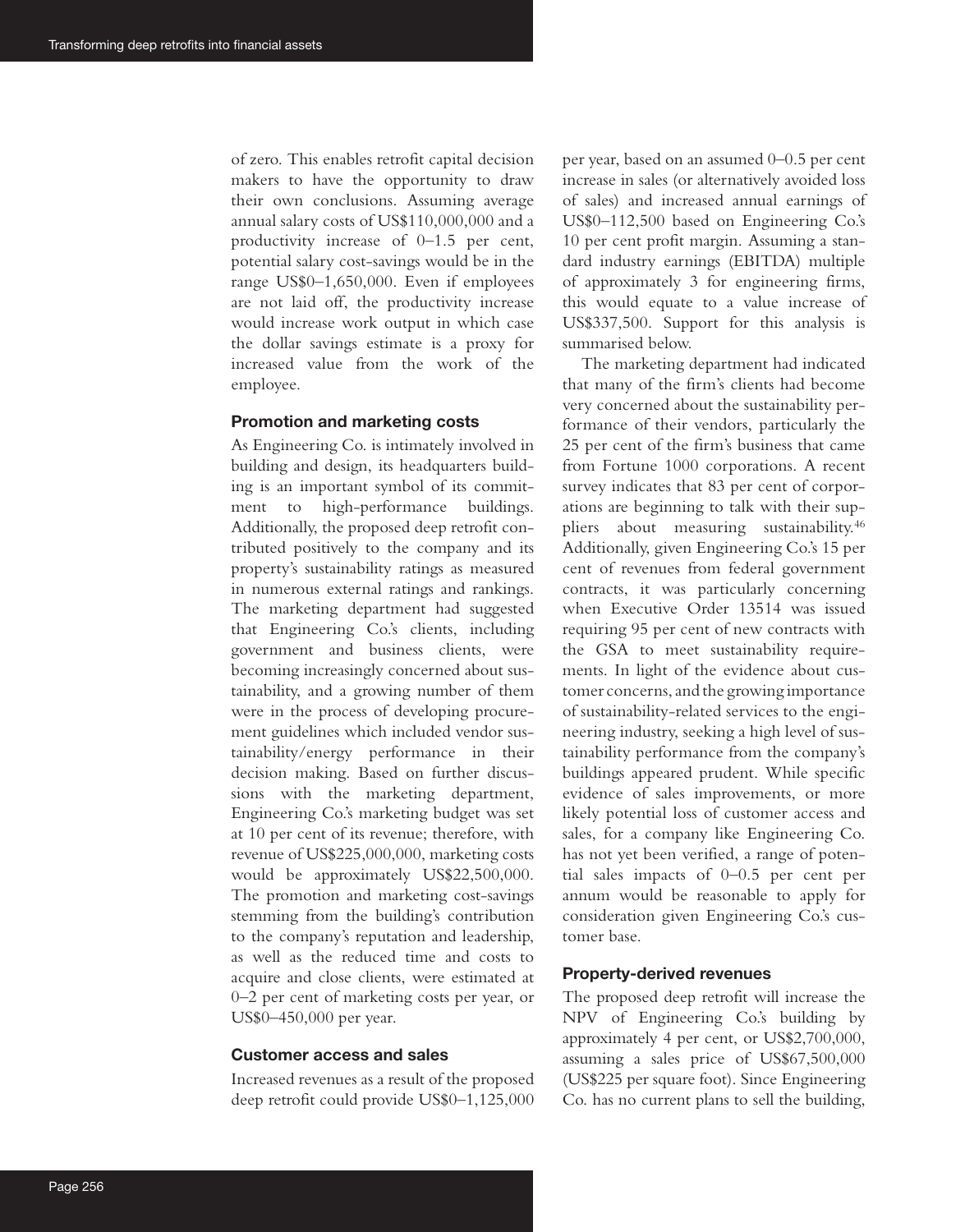of zero. This enables retrofit capital decision makers to have the opportunity to draw their own conclusions. Assuming average annual salary costs of US$110,000,000 and a productivity increase of 0–1.5 per cent, potential salary cost-savings would be in the range US$0–1,650,000. Even if employees are not laid off, the productivity increase would increase work output in which case the dollar savings estimate is a proxy for increased value from the work of the employee.

### Promotion and marketing costs

As Engineering Co. is intimately involved in building and design, its headquarters building is an important symbol of its commitment to high-performance buildings. Additionally, the proposed deep retrofit contributed positively to the company and its property's sustainability ratings as measured in numerous external ratings and rankings. The marketing department had suggested that Engineering Co.'s clients, including government and business clients, were becoming increasingly concerned about sustainability, and a growing number of them were in the process of developing procurement guidelines which included vendor sustainability/energy performance in their decision making. Based on further discussions with the marketing department, Engineering Co.'s marketing budget was set at 10 per cent of its revenue; therefore, with revenue of US$225,000,000, marketing costs would be approximately US$22,500,000. The promotion and marketing cost-savings stemming from the building's contribution to the company's reputation and leadership, as well as the reduced time and costs to acquire and close clients, were estimated at 0–2 per cent of marketing costs per year, or US$0–450,000 per year.

### Customer access and sales

Increased revenues as a result of the proposed deep retrofit could provide US$0–1,125,000 per year, based on an assumed 0–0.5 per cent increase in sales (or alternatively avoided loss of sales) and increased annual earnings of US$0–112,500 based on Engineering Co.'s 10 per cent profit margin. Assuming a standard industry earnings (EBITDA) multiple of approximately 3 for engineering firms, this would equate to a value increase of US$337,500. Support for this analysis is summarised below.

The marketing department had indicated that many of the firm's clients had become very concerned about the sustainability performance of their vendors, particularly the 25 per cent of the firm's business that came from Fortune 1000 corporations. A recent survey indicates that 83 per cent of corporations are beginning to talk with their suppliers about measuring sustainability.[46] Additionally, given Engineering Co.'s 15 per cent of revenues from federal government contracts, it was particularly concerning when Executive Order 13514 was issued requiring 95 per cent of new contracts with the GSA to meet sustainability requirements. In light of the evidence about customer concerns, and the growing importance of sustainability-related services to the engineering industry, seeking a high level of sustainability performance from the company's buildings appeared prudent. While specific evidence of sales improvements, or more likely potential loss of customer access and sales, for a company like Engineering Co. has not yet been verified, a range of potential sales impacts of 0–0.5 per cent per annum would be reasonable to apply for consideration given Engineering Co.'s customer base.

### Property-derived revenues

The proposed deep retrofit will increase the NPV of Engineering Co.'s building by approximately 4 per cent, or US$2,700,000, assuming a sales price of US$67,500,000 (US$225 per square foot). Since Engineering Co. has no current plans to sell the building,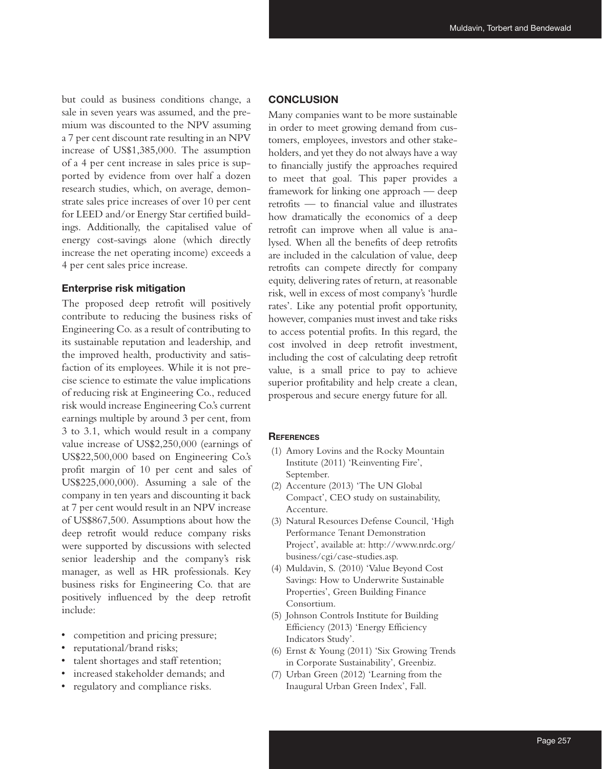but could as business conditions change, a sale in seven years was assumed, and the premium was discounted to the NPV assuming a 7 per cent discount rate resulting in an NPV increase of US$1,385,000. The assumption of a 4 per cent increase in sales price is supported by evidence from over half a dozen research studies, which, on average, demonstrate sales price increases of over 10 per cent for LEED and/or Energy Star certified buildings. Additionally, the capitalised value of energy cost-savings alone (which directly increase the net operating income) exceeds a 4 per cent sales price increase.

### Enterprise risk mitigation

The proposed deep retrofit will positively contribute to reducing the business risks of Engineering Co. as a result of contributing to its sustainable reputation and leadership, and the improved health, productivity and satisfaction of its employees. While it is not precise science to estimate the value implications of reducing risk at Engineering Co., reduced risk would increase Engineering Co.'s current earnings multiple by around 3 per cent, from 3 to 3.1, which would result in a company value increase of US$2,250,000 (earnings of US$22,500,000 based on Engineering Co.'s profit margin of 10 per cent and sales of US$225,000,000). Assuming a sale of the company in ten years and discounting it back at 7 per cent would result in an NPV increase of US$867,500. Assumptions about how the deep retrofit would reduce company risks were supported by discussions with selected senior leadership and the company's risk manager, as well as HR professionals. Key business risks for Engineering Co. that are positively influenced by the deep retrofit include:

- competition and pricing pressure;
- reputational/brand risks;
- talent shortages and staff retention;
- increased stakeholder demands; and
- regulatory and compliance risks.

## CONCLUSION

Many companies want to be more sustainable in order to meet growing demand from customers, employees, investors and other stakeholders, and yet they do not always have a way to financially justify the approaches required to meet that goal. This paper provides a framework for linking one approach — deep retrofits — to financial value and illustrates how dramatically the economics of a deep retrofit can improve when all value is analysed. When all the benefits of deep retrofits are included in the calculation of value, deep retrofits can compete directly for company equity, delivering rates of return, at reasonable risk, well in excess of most company's 'hurdle rates'. Like any potential profit opportunity, however, companies must invest and take risks to access potential profits. In this regard, the cost involved in deep retrofit investment, including the cost of calculating deep retrofit value, is a small price to pay to achieve superior profitability and help create a clean, prosperous and secure energy future for all.

### References

(1) Amory Lovins and the Rocky Mountain Institute (2011) 'Reinventing Fire', September.

(2) Accenture (2013) 'The UN Global Compact', CEO study on sustainability, Accenture.

(3) Natural Resources Defense Council, 'High Performance Tenant Demonstration Project', available at: http://www.nrdc.org/business/cgi/case-studies.asp.

(4) Muldavin, S. (2010) 'Value Beyond Cost Savings: How to Underwrite Sustainable Properties', Green Building Finance Consortium.

(5) Johnson Controls Institute for Building Efficiency (2013) 'Energy Efficiency Indicators Study'.

(6) Ernst & Young (2011) 'Six Growing Trends in Corporate Sustainability', Greenbiz.

(7) Urban Green (2012) 'Learning from the Inaugural Urban Green Index', Fall.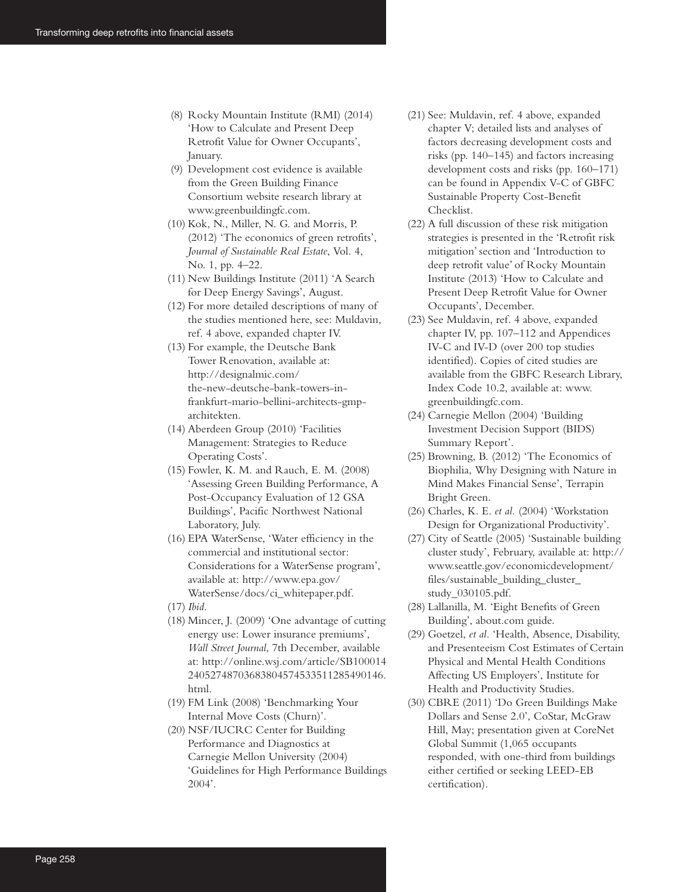(8) Rocky Mountain Institute (RMI) (2014) 'How to Calculate and Present Deep Retrofit Value for Owner Occupants', January.

(9) Development cost evidence is available from the Green Building Finance Consortium website research library at www.greenbuildingfc.com.

(10) Kok, N., Miller, N. G. and Morris, P. (2012) 'The economics of green retrofits', *Journal of Sustainable Real Estate*, Vol. 4, No. 1, pp. 4–22.

(11) New Buildings Institute (2011) 'A Search for Deep Energy Savings', August.

(12) For more detailed descriptions of many of the studies mentioned here, see: Muldavin, ref. 4 above, expanded chapter IV.

(13) For example, the Deutsche Bank Tower Renovation, available at: http://designalmic.com/the-new-deutsche-bank-towers-in-frankfurt-mario-bellini-architects-gmp-architekten.

(14) Aberdeen Group (2010) 'Facilities Management: Strategies to Reduce Operating Costs'.

(15) Fowler, K. M. and Rauch, E. M. (2008) 'Assessing Green Building Performance, A Post-Occupancy Evaluation of 12 GSA Buildings', Pacific Northwest National Laboratory, July.

(16) EPA WaterSense, 'Water efficiency in the commercial and institutional sector: Considerations for a WaterSense program', available at: http://www.epa.gov/WaterSense/docs/ci_whitepaper.pdf.

(17) *Ibid*.

(18) Mincer, J. (2009) 'One advantage of cutting energy use: Lower insurance premiums', *Wall Street Journal*, 7th December, available at: http://online.wsj.com/article/SB10001424052748703683804574533511285490146.html.

(19) FM Link (2008) 'Benchmarking Your Internal Move Costs (Churn)'.

(20) NSF/IUCRC Center for Building Performance and Diagnostics at Carnegie Mellon University (2004) 'Guidelines for High Performance Buildings 2004'.

(21) See: Muldavin, ref. 4 above, expanded chapter V; detailed lists and analyses of factors decreasing development costs and risks (pp. 140–145) and factors increasing development costs and risks (pp. 160–171) can be found in Appendix V-C of GBFC Sustainable Property Cost-Benefit Checklist.

(22) A full discussion of these risk mitigation strategies is presented in the 'Retrofit risk mitigation' section and 'Introduction to deep retrofit value' of Rocky Mountain Institute (2013) 'How to Calculate and Present Deep Retrofit Value for Owner Occupants', December.

(23) See Muldavin, ref. 4 above, expanded chapter IV, pp. 107–112 and Appendices IV-C and IV-D (over 200 top studies identified). Copies of cited studies are available from the GBFC Research Library, Index Code 10.2, available at: www.greenbuildingfc.com.

(24) Carnegie Mellon (2004) 'Building Investment Decision Support (BIDS) Summary Report'.

(25) Browning, B. (2012) 'The Economics of Biophilia, Why Designing with Nature in Mind Makes Financial Sense', Terrapin Bright Green.

(26) Charles, K. E. *et al.* (2004) 'Workstation Design for Organizational Productivity'.

(27) City of Seattle (2005) 'Sustainable building cluster study', February, available at: http://www.seattle.gov/economicdevelopment/files/sustainable_building_cluster_study_030105.pdf.

(28) Lallanilla, M. 'Eight Benefits of Green Building', about.com guide.

(29) Goetzel, *et al.* 'Health, Absence, Disability, and Presenteeism Cost Estimates of Certain Physical and Mental Health Conditions Affecting US Employers', Institute for Health and Productivity Studies.

(30) CBRE (2011) 'Do Green Buildings Make Dollars and Sense 2.0', CoStar, McGraw Hill, May; presentation given at CoreNet Global Summit (1,065 occupants responded, with one-third from buildings either certified or seeking LEED-EB certification).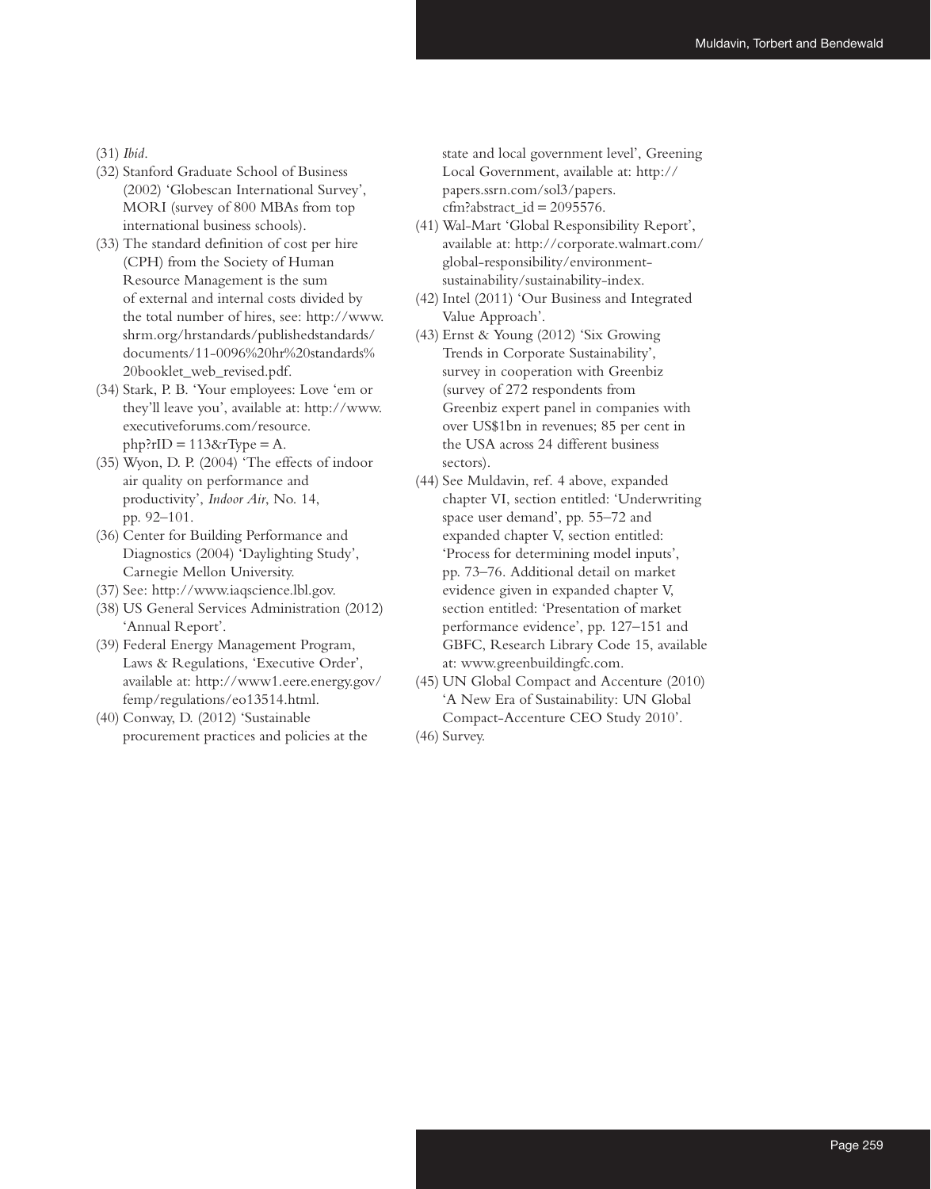(31) *Ibid*.

(32) Stanford Graduate School of Business (2002) 'Globescan International Survey', MORI (survey of 800 MBAs from top international business schools).

(33) The standard definition of cost per hire (CPH) from the Society of Human Resource Management is the sum of external and internal costs divided by the total number of hires, see: http://www.shrm.org/hrstandards/publishedstandards/documents/11-0096%20hr%20standards%20booklet_web_revised.pdf.

(34) Stark, P. B. 'Your employees: Love 'em or they'll leave you', available at: http://www.executiveforums.com/resource.php?rID = 113&rType = A.

(35) Wyon, D. P. (2004) 'The effects of indoor air quality on performance and productivity', *Indoor Air*, No. 14, pp. 92–101.

(36) Center for Building Performance and Diagnostics (2004) 'Daylighting Study', Carnegie Mellon University.

(37) See: http://www.iaqscience.lbl.gov.

(38) US General Services Administration (2012) 'Annual Report'.

(39) Federal Energy Management Program, Laws & Regulations, 'Executive Order', available at: http://www1.eere.energy.gov/femp/regulations/eo13514.html.

(40) Conway, D. (2012) 'Sustainable procurement practices and policies at the state and local government level', Greening Local Government, available at: http://papers.ssrn.com/sol3/papers.cfm?abstract_id = 2095576.

(41) Wal-Mart 'Global Responsibility Report', available at: http://corporate.walmart.com/global-responsibility/environment-sustainability/sustainability-index.

(42) Intel (2011) 'Our Business and Integrated Value Approach'.

(43) Ernst & Young (2012) 'Six Growing Trends in Corporate Sustainability', survey in cooperation with Greenbiz (survey of 272 respondents from Greenbiz expert panel in companies with over US$1bn in revenues; 85 per cent in the USA across 24 different business sectors).

(44) See Muldavin, ref. 4 above, expanded chapter VI, section entitled: 'Underwriting space user demand', pp. 55–72 and expanded chapter V, section entitled: 'Process for determining model inputs', pp. 73–76. Additional detail on market evidence given in expanded chapter V, section entitled: 'Presentation of market performance evidence', pp. 127–151 and GBFC, Research Library Code 15, available at: www.greenbuildingfc.com.

(45) UN Global Compact and Accenture (2010) 'A New Era of Sustainability: UN Global Compact-Accenture CEO Study 2010'.

(46) Survey.